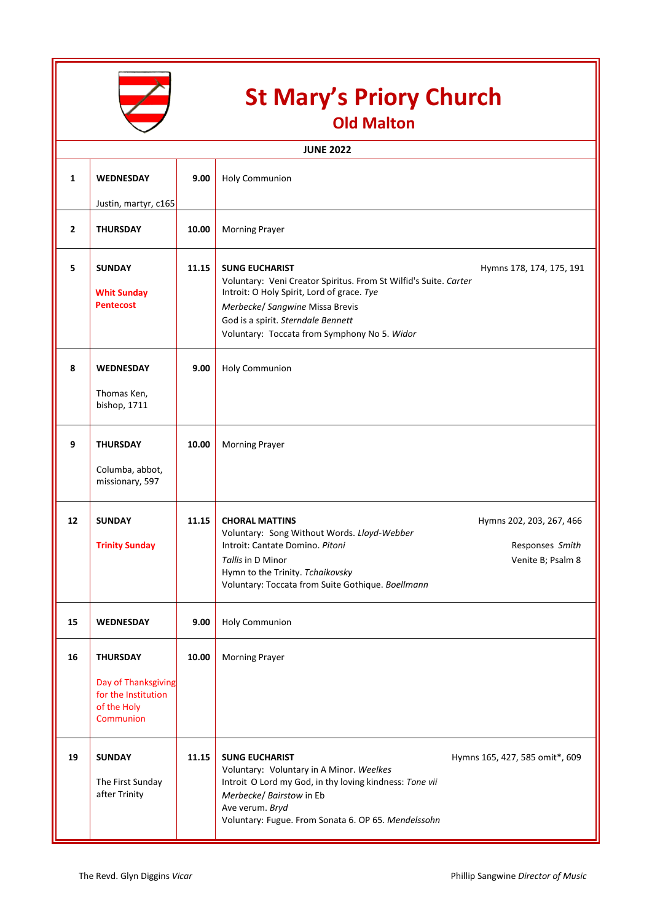# St Mary's Priory Church

## Old Malton

| JUNE 2022 | | | |
|---|---|---|---|
| **1** | **WEDNESDAY**<br><br>Justin, martyr, c165 | **9.00** | Holy Communion |
| **2** | **THURSDAY** | **10.00** | Morning Prayer |
| **5** | **SUNDAY**<br><br>**Whit Sunday Pentecost** | **11.15** | **SUNG EUCHARIST** Hymns 178, 174, 175, 191<br>Voluntary: Veni Creator Spiritus. From St Wilfid's Suite. *Carter*<br>Introit: O Holy Spirit, Lord of grace. *Tye*<br>*Merbecke/ Sangwine* Missa Brevis<br>God is a spirit. *Sterndale Bennett*<br>Voluntary: Toccata from Symphony No 5. *Widor* |
| **8** | **WEDNESDAY**<br><br>Thomas Ken, bishop, 1711 | **9.00** | Holy Communion |
| **9** | **THURSDAY**<br><br>Columba, abbot, missionary, 597 | **10.00** | Morning Prayer |
| **12** | **SUNDAY**<br><br>**Trinity Sunday** | **11.15** | **CHORAL MATTINS** Hymns 202, 203, 267, 466<br>Voluntary: Song Without Words. *Lloyd-Webber*<br>Introit: Cantate Domino. *Pitoni* Responses *Smith*<br>*Tallis* in D Minor Venite B; Psalm 8<br>Hymn to the Trinity. *Tchaikovsky*<br>Voluntary: Toccata from Suite Gothique. *Boellmann* |
| **15** | **WEDNESDAY** | **9.00** | Holy Communion |
| **16** | **THURSDAY**<br><br>Day of Thanksgiving for the Institution of the Holy Communion | **10.00** | Morning Prayer |
| **19** | **SUNDAY**<br><br>The First Sunday after Trinity | **11.15** | **SUNG EUCHARIST** Hymns 165, 427, 585 omit*, 609<br>Voluntary: Voluntary in A Minor. *Weelkes*<br>Introit O Lord my God, in thy loving kindness: *Tone vii*<br>*Merbecke/ Bairstow* in Eb<br>Ave verum. *Bryd*<br>Voluntary: Fugue. From Sonata 6. OP 65. *Mendelssohn* |

The Revd. Glyn Diggins *Vicar*

Phillip Sangwine *Director of Music*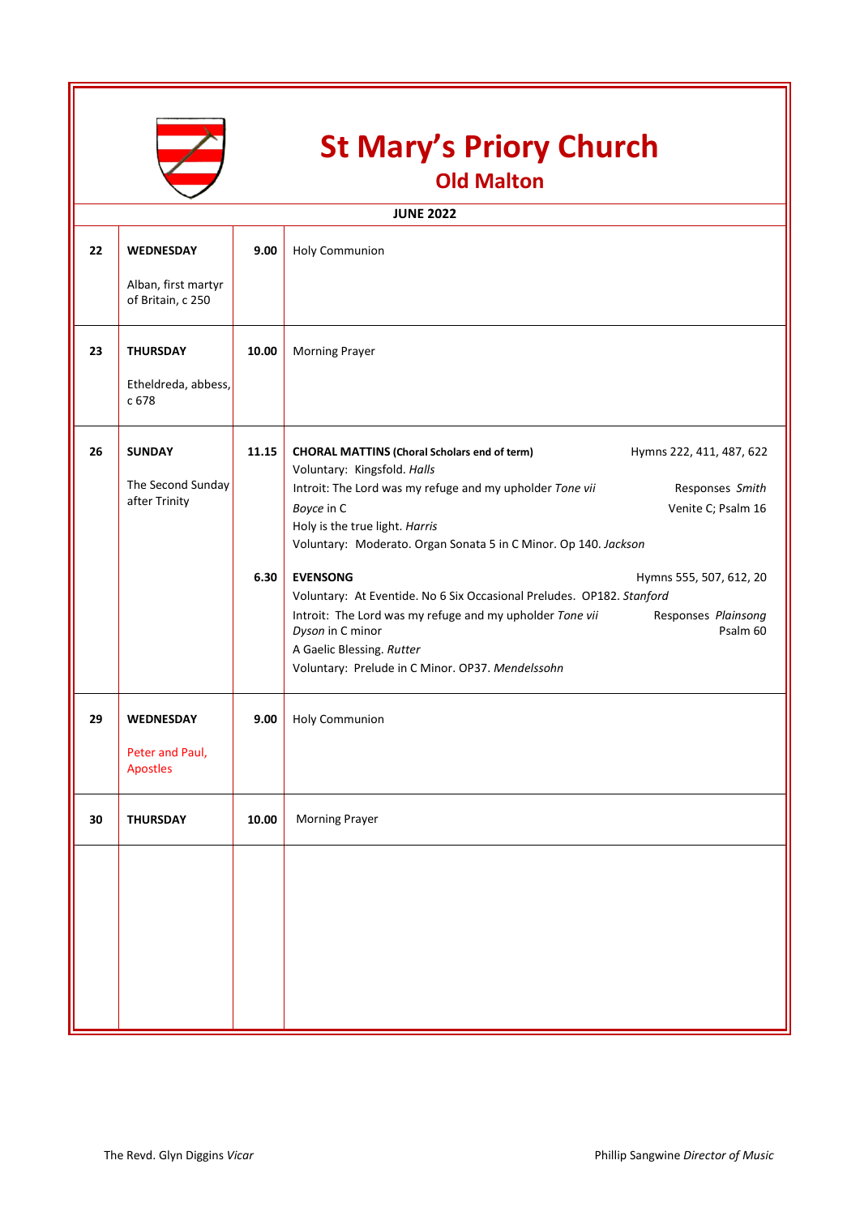# St Mary's Priory Church

## Old Malton

| JUNE 2022 | | | |
|---|---|---|---|
| **22** | **WEDNESDAY**<br><br>Alban, first martyr of Britain, c 250 | **9.00** | Holy Communion |
| **23** | **THURSDAY**<br><br>Etheldreda, abbess, c 678 | **10.00** | Morning Prayer |
| **26** | **SUNDAY**<br><br>The Second Sunday after Trinity | **11.15**<br><br>**6.30** | **CHORAL MATTINS (Choral Scholars end of term)** Hymns 222, 411, 487, 622<br>Voluntary: Kingsfold. *Halls*<br>Introit: The Lord was my refuge and my upholder *Tone vii* Responses *Smith*<br>*Boyce* in C Venite C; Psalm 16<br>Holy is the true light. *Harris*<br>Voluntary: Moderato. Organ Sonata 5 in C Minor. Op 140. *Jackson*<br><br>**EVENSONG** Hymns 555, 507, 612, 20<br>Voluntary: At Eventide. No 6 Six Occasional Preludes. OP182. *Stanford*<br>Introit: The Lord was my refuge and my upholder *Tone vii* Responses *Plainsong*<br>*Dyson* in C minor Psalm 60<br>A Gaelic Blessing. *Rutter*<br>Voluntary: Prelude in C Minor. OP37. *Mendelssohn* |
| **29** | **WEDNESDAY**<br><br>Peter and Paul, Apostles | **9.00** | Holy Communion |
| **30** | **THURSDAY** | **10.00** | Morning Prayer |

The Revd. Glyn Diggins *Vicar*

Phillip Sangwine *Director of Music*